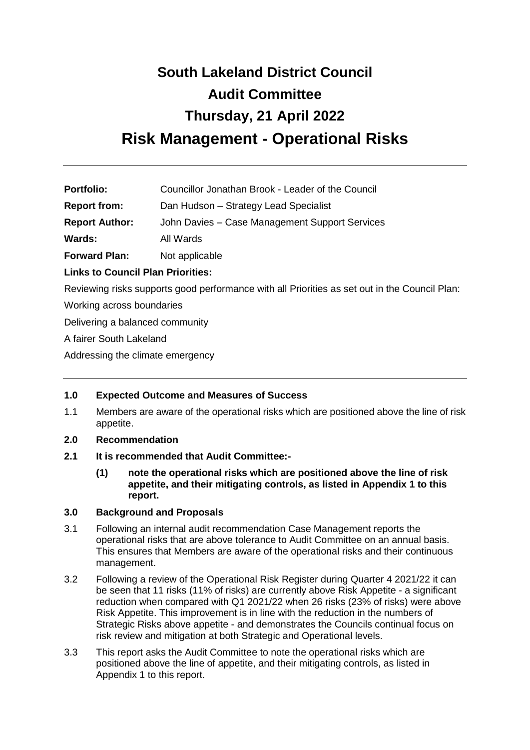# South Lakeland District Council

# Audit Committee

# Thursday, 21 April 2022

# Risk Management - Operational Risks

---

| | |
|---|---|
| **Portfolio:** | Councillor Jonathan Brook - Leader of the Council |
| **Report from:** | Dan Hudson – Strategy Lead Specialist |
| **Report Author:** | John Davies – Case Management Support Services |
| **Wards:** | All Wards |
| **Forward Plan:** | Not applicable |

**Links to Council Plan Priorities:**

Reviewing risks supports good performance with all Priorities as set out in the Council Plan:

Working across boundaries

Delivering a balanced community

A fairer South Lakeland

Addressing the climate emergency

---

**1.0 Expected Outcome and Measures of Success**

1.1 Members are aware of the operational risks which are positioned above the line of risk appetite.

**2.0 Recommendation**

**2.1 It is recommended that Audit Committee:-**

**(1) note the operational risks which are positioned above the line of risk appetite, and their mitigating controls, as listed in Appendix 1 to this report.**

**3.0 Background and Proposals**

3.1 Following an internal audit recommendation Case Management reports the operational risks that are above tolerance to Audit Committee on an annual basis. This ensures that Members are aware of the operational risks and their continuous management.

3.2 Following a review of the Operational Risk Register during Quarter 4 2021/22 it can be seen that 11 risks (11% of risks) are currently above Risk Appetite - a significant reduction when compared with Q1 2021/22 when 26 risks (23% of risks) were above Risk Appetite. This improvement is in line with the reduction in the numbers of Strategic Risks above appetite - and demonstrates the Councils continual focus on risk review and mitigation at both Strategic and Operational levels.

3.3 This report asks the Audit Committee to note the operational risks which are positioned above the line of appetite, and their mitigating controls, as listed in Appendix 1 to this report.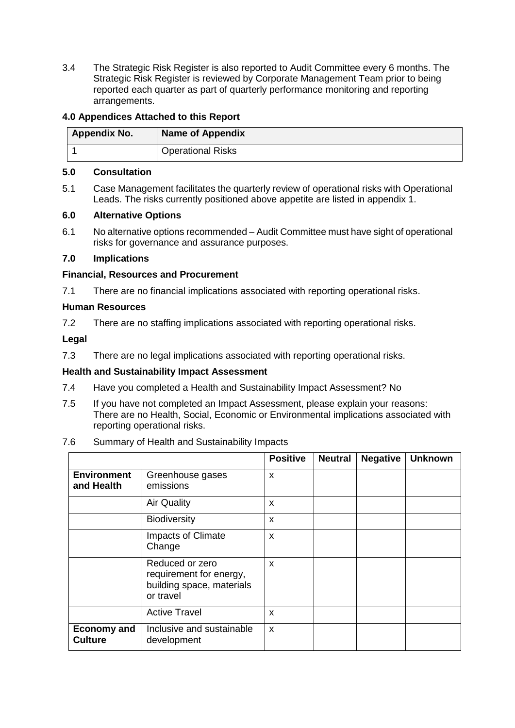3.4 The Strategic Risk Register is also reported to Audit Committee every 6 months. The Strategic Risk Register is reviewed by Corporate Management Team prior to being reported each quarter as part of quarterly performance monitoring and reporting arrangements.

### 4.0 Appendices Attached to this Report

| Appendix No. | Name of Appendix |
|---|---|
| 1 | Operational Risks |

### 5.0 Consultation

5.1 Case Management facilitates the quarterly review of operational risks with Operational Leads. The risks currently positioned above appetite are listed in appendix 1.

### 6.0 Alternative Options

6.1 No alternative options recommended – Audit Committee must have sight of operational risks for governance and assurance purposes.

### 7.0 Implications

**Financial, Resources and Procurement**

7.1 There are no financial implications associated with reporting operational risks.

**Human Resources**

7.2 There are no staffing implications associated with reporting operational risks.

**Legal**

7.3 There are no legal implications associated with reporting operational risks.

**Health and Sustainability Impact Assessment**

7.4 Have you completed a Health and Sustainability Impact Assessment? No

7.5 If you have not completed an Impact Assessment, please explain your reasons: There are no Health, Social, Economic or Environmental implications associated with reporting operational risks.

7.6 Summary of Health and Sustainability Impacts

| | | Positive | Neutral | Negative | Unknown |
|---|---|---|---|---|---|
| **Environment and Health** | Greenhouse gases emissions | x | | | |
| | Air Quality | x | | | |
| | Biodiversity | x | | | |
| | Impacts of Climate Change | x | | | |
| | Reduced or zero requirement for energy, building space, materials or travel | x | | | |
| | Active Travel | x | | | |
| **Economy and Culture** | Inclusive and sustainable development | x | | | |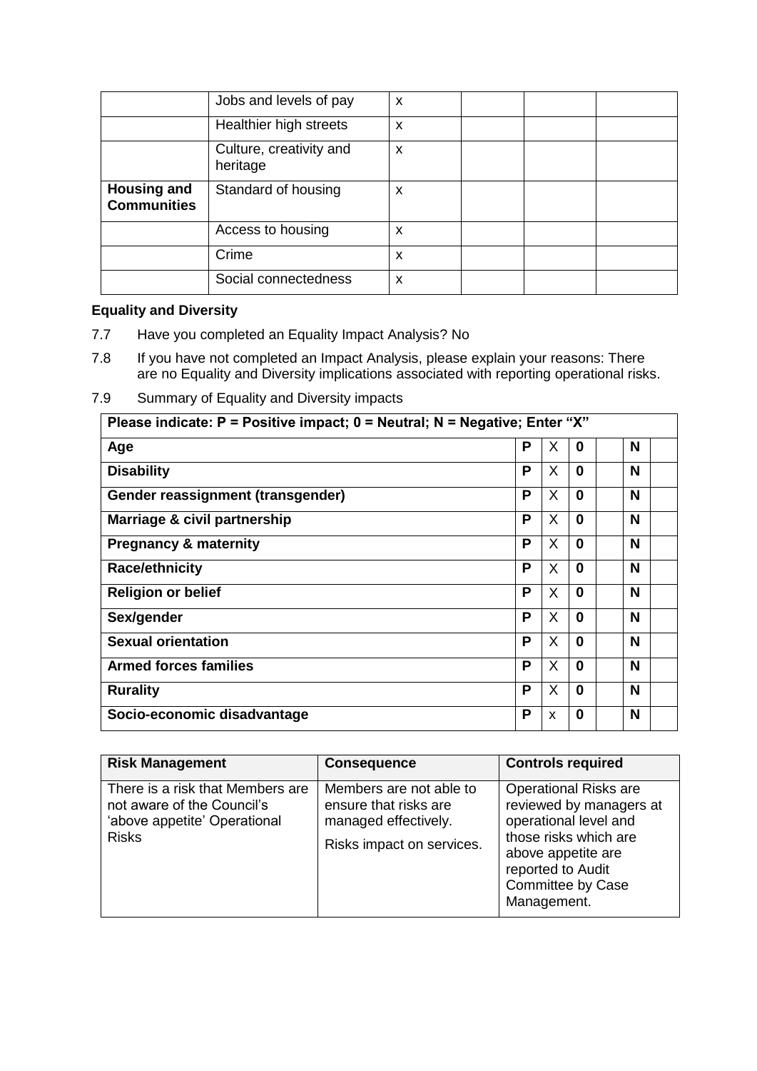| | | | | | |
|---|---|---|---|---|---|
| | Jobs and levels of pay | x | | | |
| | Healthier high streets | x | | | |
| | Culture, creativity and heritage | x | | | |
| **Housing and Communities** | Standard of housing | x | | | |
| | Access to housing | x | | | |
| | Crime | x | | | |
| | Social connectedness | x | | | |

**Equality and Diversity**

7.7 Have you completed an Equality Impact Analysis? No

7.8 If you have not completed an Impact Analysis, please explain your reasons: There are no Equality and Diversity implications associated with reporting operational risks.

7.9 Summary of Equality and Diversity impacts

| Please indicate: P = Positive impact; 0 = Neutral; N = Negative; Enter "X" | | | | | | |
|---|---|---|---|---|---|---|
| **Age** | **P** | X | **0** | | **N** | |
| **Disability** | **P** | X | **0** | | **N** | |
| **Gender reassignment (transgender)** | **P** | X | **0** | | **N** | |
| **Marriage & civil partnership** | **P** | X | **0** | | **N** | |
| **Pregnancy & maternity** | **P** | X | **0** | | **N** | |
| **Race/ethnicity** | **P** | X | **0** | | **N** | |
| **Religion or belief** | **P** | X | **0** | | **N** | |
| **Sex/gender** | **P** | X | **0** | | **N** | |
| **Sexual orientation** | **P** | X | **0** | | **N** | |
| **Armed forces families** | **P** | X | **0** | | **N** | |
| **Rurality** | **P** | X | **0** | | **N** | |
| **Socio-economic disadvantage** | **P** | x | **0** | | **N** | |

| Risk Management | Consequence | Controls required |
|---|---|---|
| There is a risk that Members are not aware of the Council's 'above appetite' Operational Risks | Members are not able to ensure that risks are managed effectively.<br><br>Risks impact on services. | Operational Risks are reviewed by managers at operational level and those risks which are above appetite are reported to Audit Committee by Case Management. |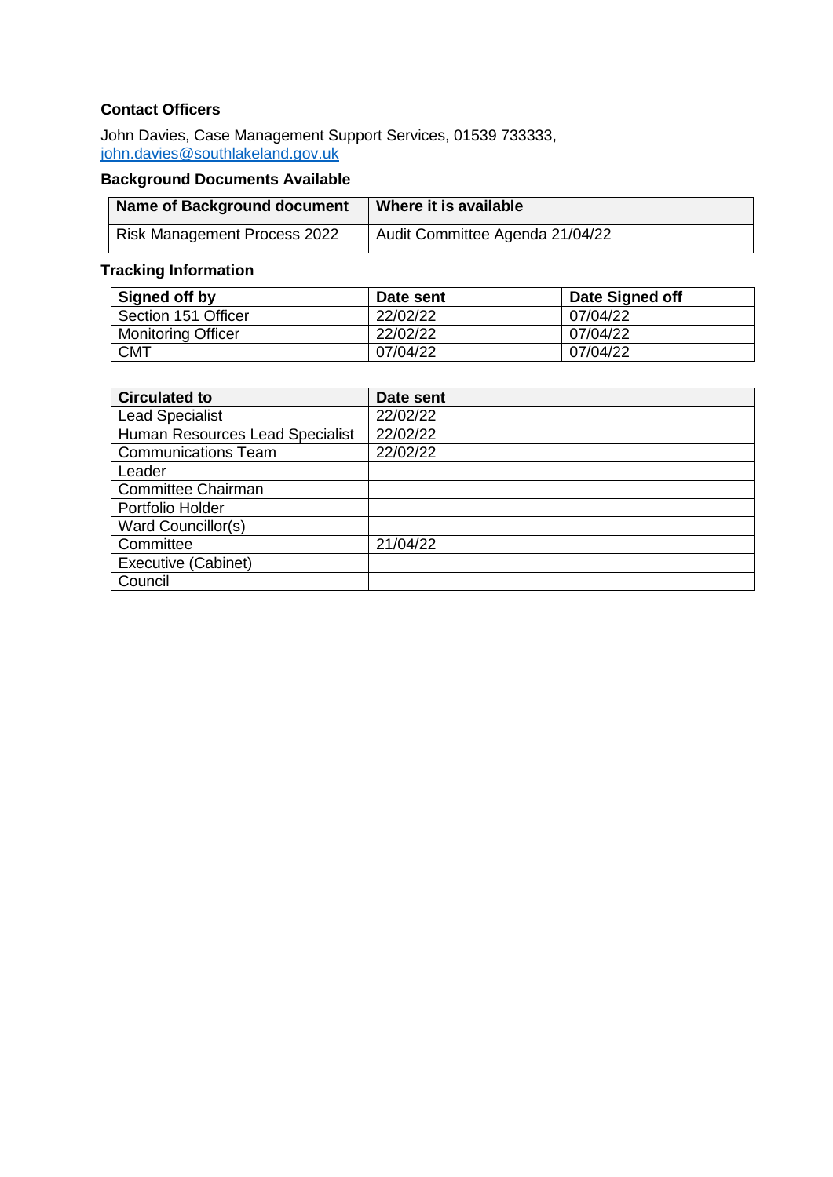### Contact Officers

John Davies, Case Management Support Services, 01539 733333, [john.davies@southlakeland.gov.uk](mailto:john.davies@southlakeland.gov.uk)

### Background Documents Available

| Name of Background document | Where it is available |
| --- | --- |
| Risk Management Process 2022 | Audit Committee Agenda 21/04/22 |

### Tracking Information

| Signed off by | Date sent | Date Signed off |
| --- | --- | --- |
| Section 151 Officer | 22/02/22 | 07/04/22 |
| Monitoring Officer | 22/02/22 | 07/04/22 |
| CMT | 07/04/22 | 07/04/22 |

| Circulated to | Date sent |
| --- | --- |
| Lead Specialist | 22/02/22 |
| Human Resources Lead Specialist | 22/02/22 |
| Communications Team | 22/02/22 |
| Leader | |
| Committee Chairman | |
| Portfolio Holder | |
| Ward Councillor(s) | |
| Committee | 21/04/22 |
| Executive (Cabinet) | |
| Council | |